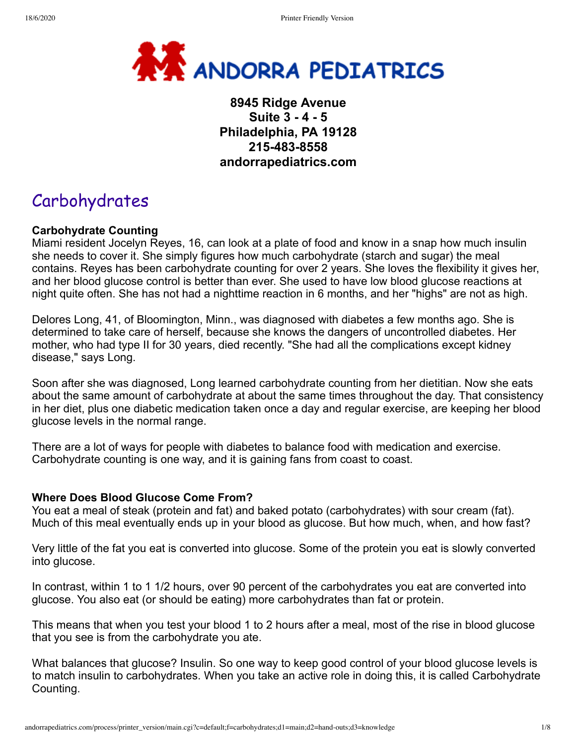**ANDORRA PEDIATRICS**

**8945 Ridge Avenue**
**Suite 3 - 4 - 5**
**Philadelphia, PA 19128**
**215-483-8558**
**andorrapediatrics.com**

# Carbohydrates

### Carbohydrate Counting

Miami resident Jocelyn Reyes, 16, can look at a plate of food and know in a snap how much insulin she needs to cover it. She simply figures how much carbohydrate (starch and sugar) the meal contains. Reyes has been carbohydrate counting for over 2 years. She loves the flexibility it gives her, and her blood glucose control is better than ever. She used to have low blood glucose reactions at night quite often. She has not had a nighttime reaction in 6 months, and her "highs" are not as high.

Delores Long, 41, of Bloomington, Minn., was diagnosed with diabetes a few months ago. She is determined to take care of herself, because she knows the dangers of uncontrolled diabetes. Her mother, who had type II for 30 years, died recently. "She had all the complications except kidney disease," says Long.

Soon after she was diagnosed, Long learned carbohydrate counting from her dietitian. Now she eats about the same amount of carbohydrate at about the same times throughout the day. That consistency in her diet, plus one diabetic medication taken once a day and regular exercise, are keeping her blood glucose levels in the normal range.

There are a lot of ways for people with diabetes to balance food with medication and exercise. Carbohydrate counting is one way, and it is gaining fans from coast to coast.

### Where Does Blood Glucose Come From?

You eat a meal of steak (protein and fat) and baked potato (carbohydrates) with sour cream (fat). Much of this meal eventually ends up in your blood as glucose. But how much, when, and how fast?

Very little of the fat you eat is converted into glucose. Some of the protein you eat is slowly converted into glucose.

In contrast, within 1 to 1 1/2 hours, over 90 percent of the carbohydrates you eat are converted into glucose. You also eat (or should be eating) more carbohydrates than fat or protein.

This means that when you test your blood 1 to 2 hours after a meal, most of the rise in blood glucose that you see is from the carbohydrate you ate.

What balances that glucose? Insulin. So one way to keep good control of your blood glucose levels is to match insulin to carbohydrates. When you take an active role in doing this, it is called Carbohydrate Counting.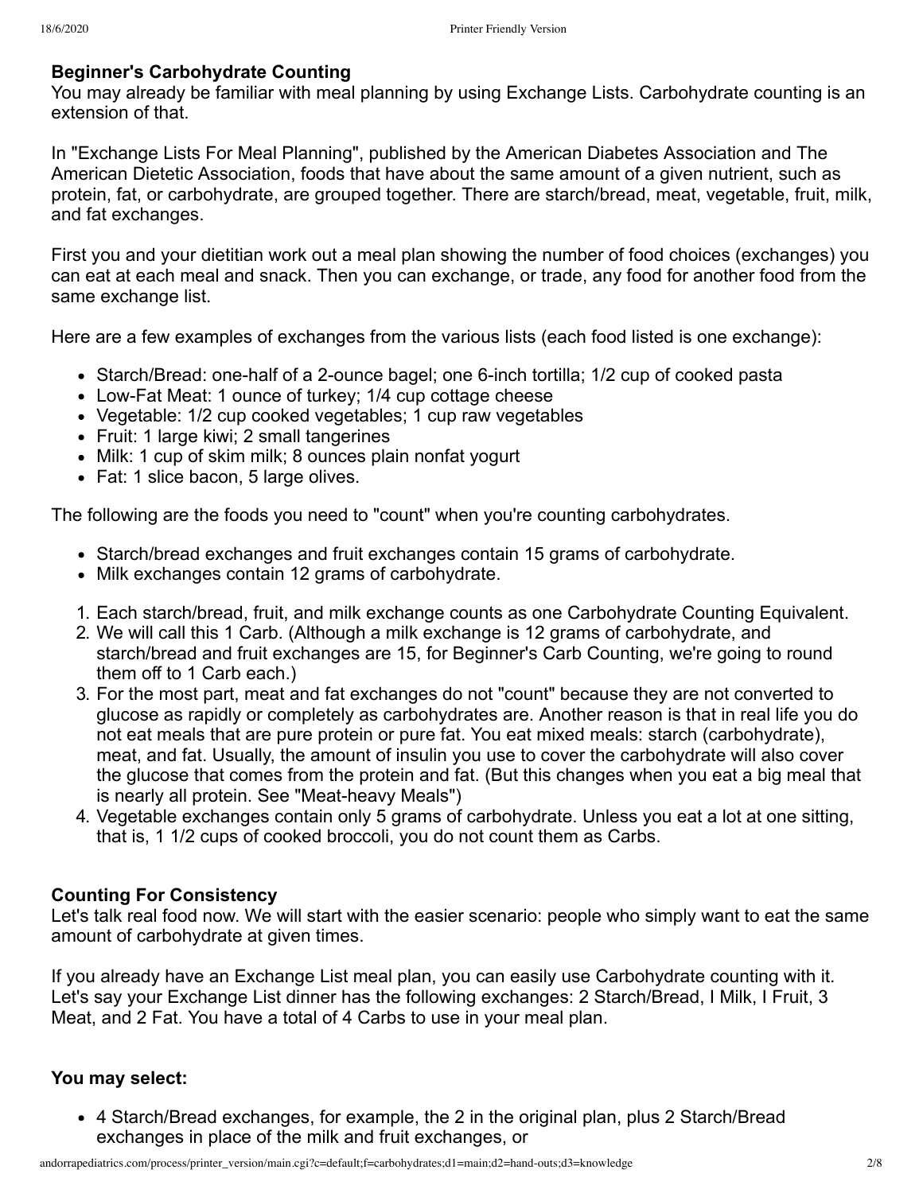**Beginner's Carbohydrate Counting**

You may already be familiar with meal planning by using Exchange Lists. Carbohydrate counting is an extension of that.

In "Exchange Lists For Meal Planning", published by the American Diabetes Association and The American Dietetic Association, foods that have about the same amount of a given nutrient, such as protein, fat, or carbohydrate, are grouped together. There are starch/bread, meat, vegetable, fruit, milk, and fat exchanges.

First you and your dietitian work out a meal plan showing the number of food choices (exchanges) you can eat at each meal and snack. Then you can exchange, or trade, any food for another food from the same exchange list.

Here are a few examples of exchanges from the various lists (each food listed is one exchange):

- Starch/Bread: one-half of a 2-ounce bagel; one 6-inch tortilla; 1/2 cup of cooked pasta
- Low-Fat Meat: 1 ounce of turkey; 1/4 cup cottage cheese
- Vegetable: 1/2 cup cooked vegetables; 1 cup raw vegetables
- Fruit: 1 large kiwi; 2 small tangerines
- Milk: 1 cup of skim milk; 8 ounces plain nonfat yogurt
- Fat: 1 slice bacon, 5 large olives.

The following are the foods you need to "count" when you're counting carbohydrates.

- Starch/bread exchanges and fruit exchanges contain 15 grams of carbohydrate.
- Milk exchanges contain 12 grams of carbohydrate.

1. Each starch/bread, fruit, and milk exchange counts as one Carbohydrate Counting Equivalent.
2. We will call this 1 Carb. (Although a milk exchange is 12 grams of carbohydrate, and starch/bread and fruit exchanges are 15, for Beginner's Carb Counting, we're going to round them off to 1 Carb each.)
3. For the most part, meat and fat exchanges do not "count" because they are not converted to glucose as rapidly or completely as carbohydrates are. Another reason is that in real life you do not eat meals that are pure protein or pure fat. You eat mixed meals: starch (carbohydrate), meat, and fat. Usually, the amount of insulin you use to cover the carbohydrate will also cover the glucose that comes from the protein and fat. (But this changes when you eat a big meal that is nearly all protein. See "Meat-heavy Meals")
4. Vegetable exchanges contain only 5 grams of carbohydrate. Unless you eat a lot at one sitting, that is, 1 1/2 cups of cooked broccoli, you do not count them as Carbs.

**Counting For Consistency**

Let's talk real food now. We will start with the easier scenario: people who simply want to eat the same amount of carbohydrate at given times.

If you already have an Exchange List meal plan, you can easily use Carbohydrate counting with it. Let's say your Exchange List dinner has the following exchanges: 2 Starch/Bread, I Milk, I Fruit, 3 Meat, and 2 Fat. You have a total of 4 Carbs to use in your meal plan.

**You may select:**

- 4 Starch/Bread exchanges, for example, the 2 in the original plan, plus 2 Starch/Bread exchanges in place of the milk and fruit exchanges, or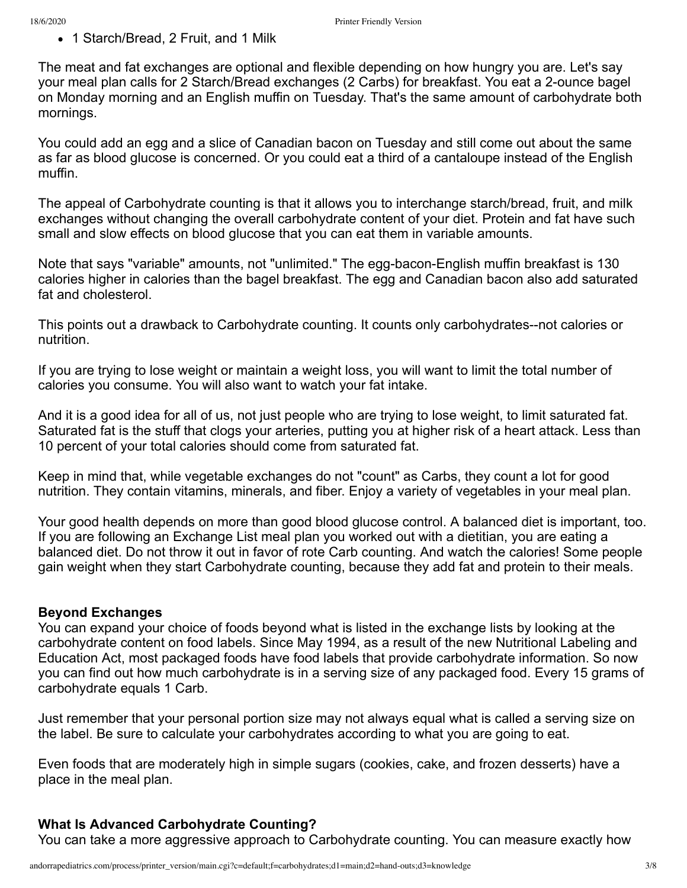- 1 Starch/Bread, 2 Fruit, and 1 Milk

The meat and fat exchanges are optional and flexible depending on how hungry you are. Let's say your meal plan calls for 2 Starch/Bread exchanges (2 Carbs) for breakfast. You eat a 2-ounce bagel on Monday morning and an English muffin on Tuesday. That's the same amount of carbohydrate both mornings.

You could add an egg and a slice of Canadian bacon on Tuesday and still come out about the same as far as blood glucose is concerned. Or you could eat a third of a cantaloupe instead of the English muffin.

The appeal of Carbohydrate counting is that it allows you to interchange starch/bread, fruit, and milk exchanges without changing the overall carbohydrate content of your diet. Protein and fat have such small and slow effects on blood glucose that you can eat them in variable amounts.

Note that says "variable" amounts, not "unlimited." The egg-bacon-English muffin breakfast is 130 calories higher in calories than the bagel breakfast. The egg and Canadian bacon also add saturated fat and cholesterol.

This points out a drawback to Carbohydrate counting. It counts only carbohydrates--not calories or nutrition.

If you are trying to lose weight or maintain a weight loss, you will want to limit the total number of calories you consume. You will also want to watch your fat intake.

And it is a good idea for all of us, not just people who are trying to lose weight, to limit saturated fat. Saturated fat is the stuff that clogs your arteries, putting you at higher risk of a heart attack. Less than 10 percent of your total calories should come from saturated fat.

Keep in mind that, while vegetable exchanges do not "count" as Carbs, they count a lot for good nutrition. They contain vitamins, minerals, and fiber. Enjoy a variety of vegetables in your meal plan.

Your good health depends on more than good blood glucose control. A balanced diet is important, too. If you are following an Exchange List meal plan you worked out with a dietitian, you are eating a balanced diet. Do not throw it out in favor of rote Carb counting. And watch the calories! Some people gain weight when they start Carbohydrate counting, because they add fat and protein to their meals.

**Beyond Exchanges**

You can expand your choice of foods beyond what is listed in the exchange lists by looking at the carbohydrate content on food labels. Since May 1994, as a result of the new Nutritional Labeling and Education Act, most packaged foods have food labels that provide carbohydrate information. So now you can find out how much carbohydrate is in a serving size of any packaged food. Every 15 grams of carbohydrate equals 1 Carb.

Just remember that your personal portion size may not always equal what is called a serving size on the label. Be sure to calculate your carbohydrates according to what you are going to eat.

Even foods that are moderately high in simple sugars (cookies, cake, and frozen desserts) have a place in the meal plan.

**What Is Advanced Carbohydrate Counting?**

You can take a more aggressive approach to Carbohydrate counting. You can measure exactly how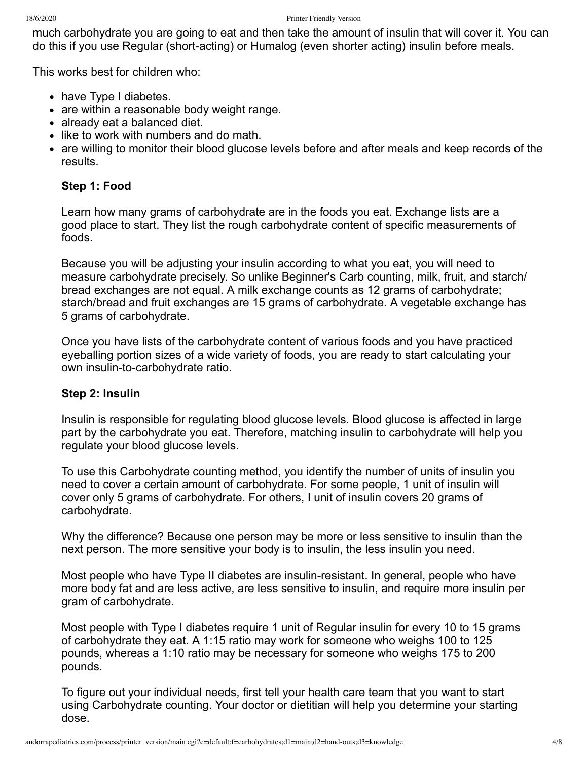much carbohydrate you are going to eat and then take the amount of insulin that will cover it. You can do this if you use Regular (short-acting) or Humalog (even shorter acting) insulin before meals.

This works best for children who:

- have Type I diabetes.
- are within a reasonable body weight range.
- already eat a balanced diet.
- like to work with numbers and do math.
- are willing to monitor their blood glucose levels before and after meals and keep records of the results.

### Step 1: Food

Learn how many grams of carbohydrate are in the foods you eat. Exchange lists are a good place to start. They list the rough carbohydrate content of specific measurements of foods.

Because you will be adjusting your insulin according to what you eat, you will need to measure carbohydrate precisely. So unlike Beginner's Carb counting, milk, fruit, and starch/bread exchanges are not equal. A milk exchange counts as 12 grams of carbohydrate; starch/bread and fruit exchanges are 15 grams of carbohydrate. A vegetable exchange has 5 grams of carbohydrate.

Once you have lists of the carbohydrate content of various foods and you have practiced eyeballing portion sizes of a wide variety of foods, you are ready to start calculating your own insulin-to-carbohydrate ratio.

### Step 2: Insulin

Insulin is responsible for regulating blood glucose levels. Blood glucose is affected in large part by the carbohydrate you eat. Therefore, matching insulin to carbohydrate will help you regulate your blood glucose levels.

To use this Carbohydrate counting method, you identify the number of units of insulin you need to cover a certain amount of carbohydrate. For some people, 1 unit of insulin will cover only 5 grams of carbohydrate. For others, I unit of insulin covers 20 grams of carbohydrate.

Why the difference? Because one person may be more or less sensitive to insulin than the next person. The more sensitive your body is to insulin, the less insulin you need.

Most people who have Type II diabetes are insulin-resistant. In general, people who have more body fat and are less active, are less sensitive to insulin, and require more insulin per gram of carbohydrate.

Most people with Type I diabetes require 1 unit of Regular insulin for every 10 to 15 grams of carbohydrate they eat. A 1:15 ratio may work for someone who weighs 100 to 125 pounds, whereas a 1:10 ratio may be necessary for someone who weighs 175 to 200 pounds.

To figure out your individual needs, first tell your health care team that you want to start using Carbohydrate counting. Your doctor or dietitian will help you determine your starting dose.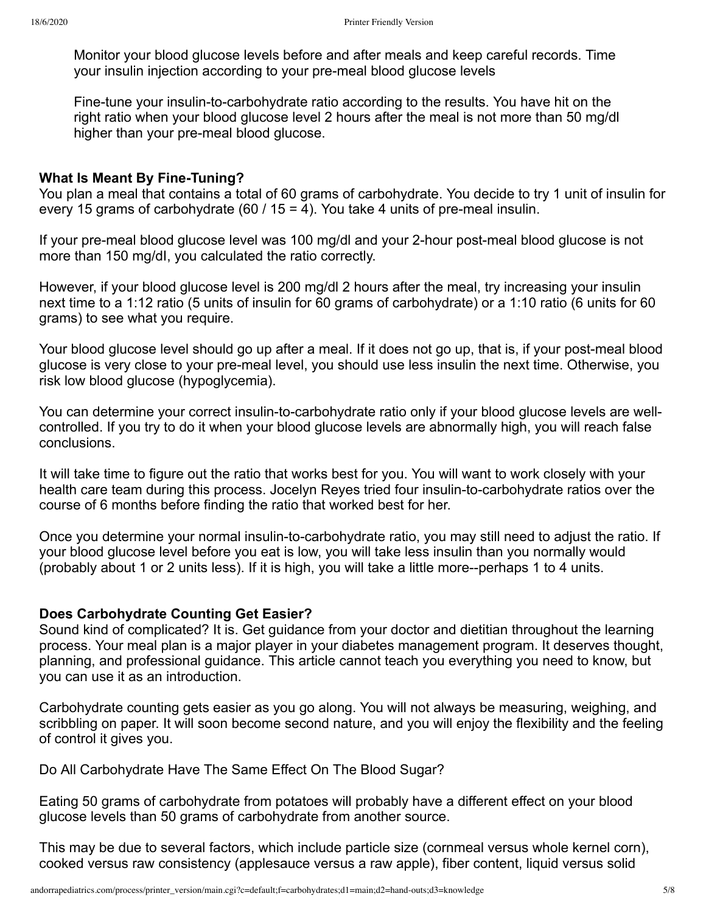Monitor your blood glucose levels before and after meals and keep careful records. Time your insulin injection according to your pre-meal blood glucose levels

Fine-tune your insulin-to-carbohydrate ratio according to the results. You have hit on the right ratio when your blood glucose level 2 hours after the meal is not more than 50 mg/dl higher than your pre-meal blood glucose.

**What Is Meant By Fine-Tuning?**

You plan a meal that contains a total of 60 grams of carbohydrate. You decide to try 1 unit of insulin for every 15 grams of carbohydrate (60 / 15 = 4). You take 4 units of pre-meal insulin.

If your pre-meal blood glucose level was 100 mg/dl and your 2-hour post-meal blood glucose is not more than 150 mg/dl, you calculated the ratio correctly.

However, if your blood glucose level is 200 mg/dl 2 hours after the meal, try increasing your insulin next time to a 1:12 ratio (5 units of insulin for 60 grams of carbohydrate) or a 1:10 ratio (6 units for 60 grams) to see what you require.

Your blood glucose level should go up after a meal. If it does not go up, that is, if your post-meal blood glucose is very close to your pre-meal level, you should use less insulin the next time. Otherwise, you risk low blood glucose (hypoglycemia).

You can determine your correct insulin-to-carbohydrate ratio only if your blood glucose levels are well-controlled. If you try to do it when your blood glucose levels are abnormally high, you will reach false conclusions.

It will take time to figure out the ratio that works best for you. You will want to work closely with your health care team during this process. Jocelyn Reyes tried four insulin-to-carbohydrate ratios over the course of 6 months before finding the ratio that worked best for her.

Once you determine your normal insulin-to-carbohydrate ratio, you may still need to adjust the ratio. If your blood glucose level before you eat is low, you will take less insulin than you normally would (probably about 1 or 2 units less). If it is high, you will take a little more--perhaps 1 to 4 units.

**Does Carbohydrate Counting Get Easier?**

Sound kind of complicated? It is. Get guidance from your doctor and dietitian throughout the learning process. Your meal plan is a major player in your diabetes management program. It deserves thought, planning, and professional guidance. This article cannot teach you everything you need to know, but you can use it as an introduction.

Carbohydrate counting gets easier as you go along. You will not always be measuring, weighing, and scribbling on paper. It will soon become second nature, and you will enjoy the flexibility and the feeling of control it gives you.

Do All Carbohydrate Have The Same Effect On The Blood Sugar?

Eating 50 grams of carbohydrate from potatoes will probably have a different effect on your blood glucose levels than 50 grams of carbohydrate from another source.

This may be due to several factors, which include particle size (cornmeal versus whole kernel corn), cooked versus raw consistency (applesauce versus a raw apple), fiber content, liquid versus solid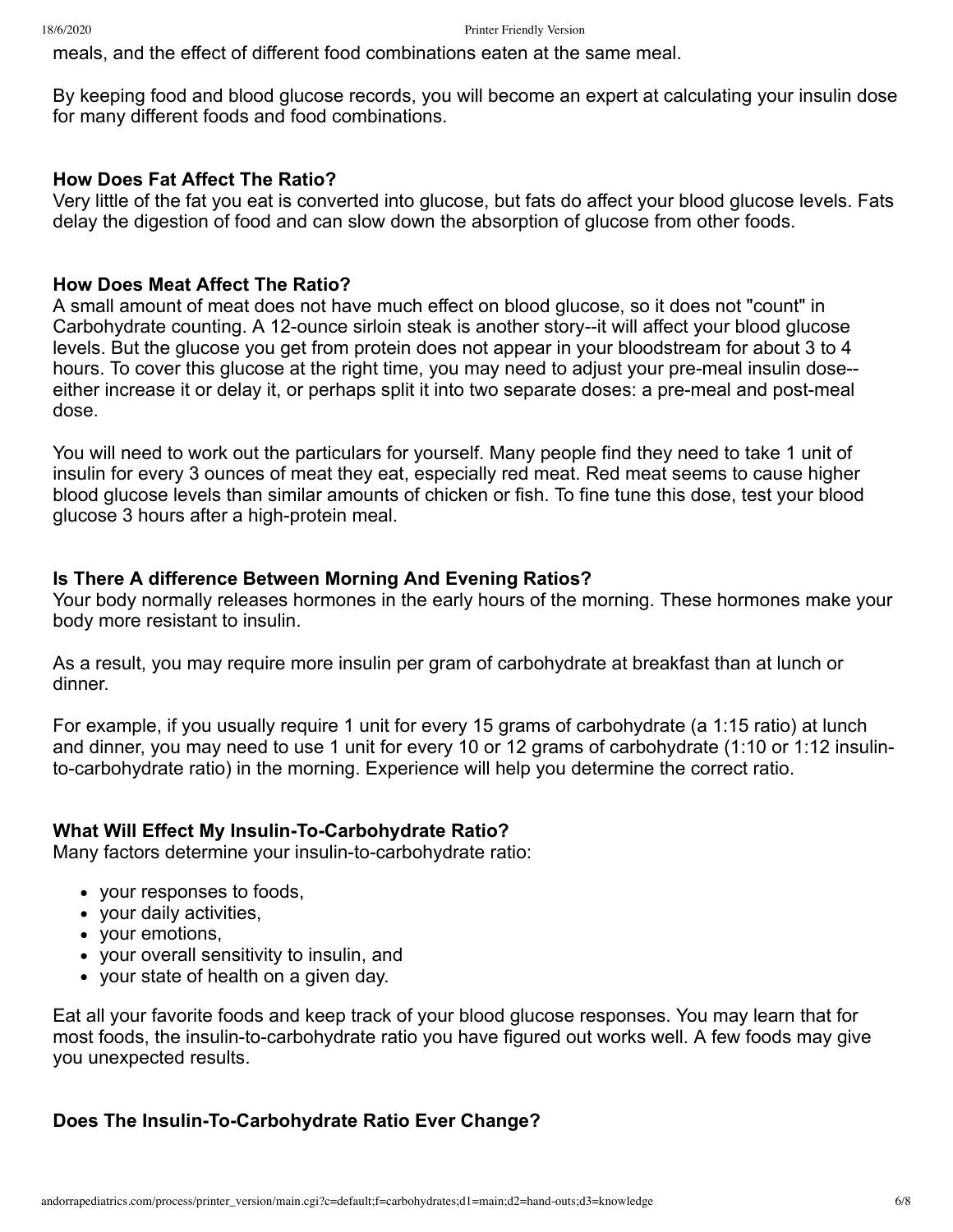meals, and the effect of different food combinations eaten at the same meal.

By keeping food and blood glucose records, you will become an expert at calculating your insulin dose for many different foods and food combinations.

**How Does Fat Affect The Ratio?**
Very little of the fat you eat is converted into glucose, but fats do affect your blood glucose levels. Fats delay the digestion of food and can slow down the absorption of glucose from other foods.

**How Does Meat Affect The Ratio?**
A small amount of meat does not have much effect on blood glucose, so it does not "count" in Carbohydrate counting. A 12-ounce sirloin steak is another story--it will affect your blood glucose levels. But the glucose you get from protein does not appear in your bloodstream for about 3 to 4 hours. To cover this glucose at the right time, you may need to adjust your pre-meal insulin dose--either increase it or delay it, or perhaps split it into two separate doses: a pre-meal and post-meal dose.

You will need to work out the particulars for yourself. Many people find they need to take 1 unit of insulin for every 3 ounces of meat they eat, especially red meat. Red meat seems to cause higher blood glucose levels than similar amounts of chicken or fish. To fine tune this dose, test your blood glucose 3 hours after a high-protein meal.

**Is There A difference Between Morning And Evening Ratios?**
Your body normally releases hormones in the early hours of the morning. These hormones make your body more resistant to insulin.

As a result, you may require more insulin per gram of carbohydrate at breakfast than at lunch or dinner.

For example, if you usually require 1 unit for every 15 grams of carbohydrate (a 1:15 ratio) at lunch and dinner, you may need to use 1 unit for every 10 or 12 grams of carbohydrate (1:10 or 1:12 insulin-to-carbohydrate ratio) in the morning. Experience will help you determine the correct ratio.

**What Will Effect My Insulin-To-Carbohydrate Ratio?**
Many factors determine your insulin-to-carbohydrate ratio:

- your responses to foods,
- your daily activities,
- your emotions,
- your overall sensitivity to insulin, and
- your state of health on a given day.

Eat all your favorite foods and keep track of your blood glucose responses. You may learn that for most foods, the insulin-to-carbohydrate ratio you have figured out works well. A few foods may give you unexpected results.

**Does The Insulin-To-Carbohydrate Ratio Ever Change?**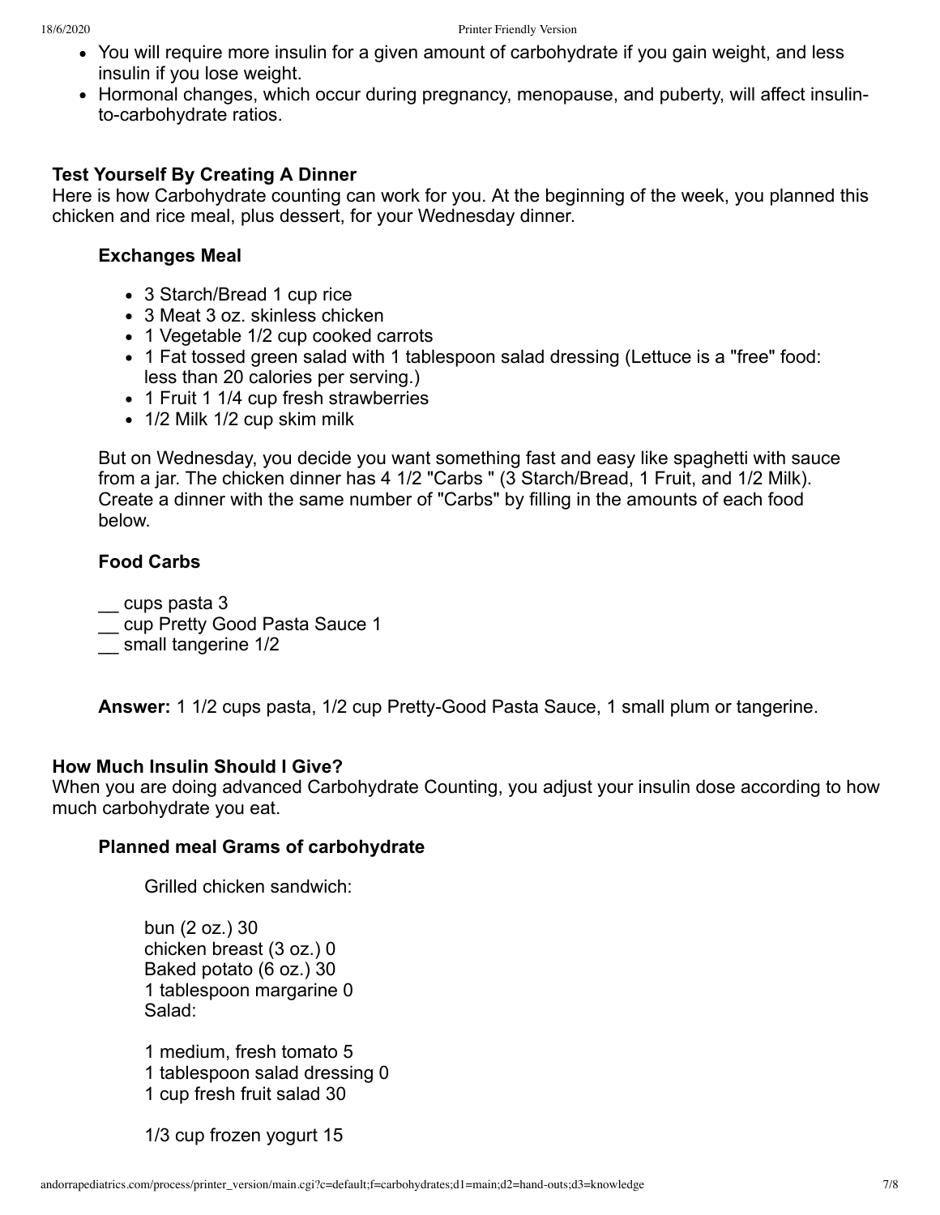- You will require more insulin for a given amount of carbohydrate if you gain weight, and less insulin if you lose weight.
- Hormonal changes, which occur during pregnancy, menopause, and puberty, will affect insulin-to-carbohydrate ratios.

**Test Yourself By Creating A Dinner**

Here is how Carbohydrate counting can work for you. At the beginning of the week, you planned this chicken and rice meal, plus dessert, for your Wednesday dinner.

**Exchanges Meal**

- 3 Starch/Bread 1 cup rice
- 3 Meat 3 oz. skinless chicken
- 1 Vegetable 1/2 cup cooked carrots
- 1 Fat tossed green salad with 1 tablespoon salad dressing (Lettuce is a "free" food: less than 20 calories per serving.)
- 1 Fruit 1 1/4 cup fresh strawberries
- 1/2 Milk 1/2 cup skim milk

But on Wednesday, you decide you want something fast and easy like spaghetti with sauce from a jar. The chicken dinner has 4 1/2 "Carbs " (3 Starch/Bread, 1 Fruit, and 1/2 Milk). Create a dinner with the same number of "Carbs" by filling in the amounts of each food below.

**Food Carbs**

__ cups pasta 3
__ cup Pretty Good Pasta Sauce 1
__ small tangerine 1/2

**Answer:** 1 1/2 cups pasta, 1/2 cup Pretty-Good Pasta Sauce, 1 small plum or tangerine.

**How Much Insulin Should I Give?**

When you are doing advanced Carbohydrate Counting, you adjust your insulin dose according to how much carbohydrate you eat.

**Planned meal Grams of carbohydrate**

Grilled chicken sandwich:

bun (2 oz.) 30
chicken breast (3 oz.) 0
Baked potato (6 oz.) 30
1 tablespoon margarine 0
Salad:

1 medium, fresh tomato 5
1 tablespoon salad dressing 0
1 cup fresh fruit salad 30

1/3 cup frozen yogurt 15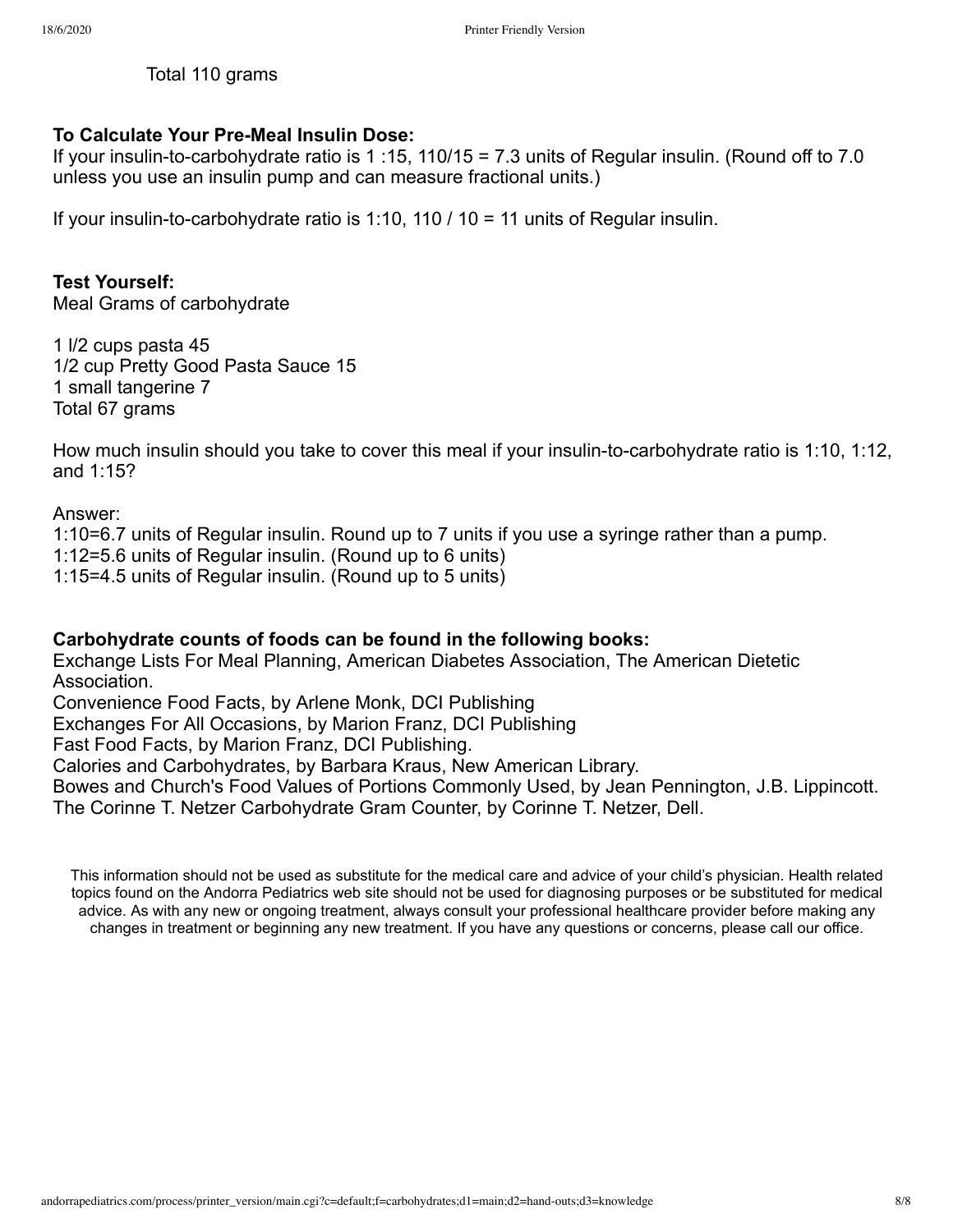Total 110 grams

**To Calculate Your Pre-Meal Insulin Dose:**
If your insulin-to-carbohydrate ratio is 1 :15, 110/15 = 7.3 units of Regular insulin. (Round off to 7.0 unless you use an insulin pump and can measure fractional units.)

If your insulin-to-carbohydrate ratio is 1:10, 110 / 10 = 11 units of Regular insulin.

**Test Yourself:**
Meal Grams of carbohydrate

1 l/2 cups pasta 45
1/2 cup Pretty Good Pasta Sauce 15
1 small tangerine 7
Total 67 grams

How much insulin should you take to cover this meal if your insulin-to-carbohydrate ratio is 1:10, 1:12, and 1:15?

Answer:
1:10=6.7 units of Regular insulin. Round up to 7 units if you use a syringe rather than a pump.
1:12=5.6 units of Regular insulin. (Round up to 6 units)
1:15=4.5 units of Regular insulin. (Round up to 5 units)

**Carbohydrate counts of foods can be found in the following books:**
Exchange Lists For Meal Planning, American Diabetes Association, The American Dietetic Association.
Convenience Food Facts, by Arlene Monk, DCI Publishing
Exchanges For All Occasions, by Marion Franz, DCI Publishing
Fast Food Facts, by Marion Franz, DCI Publishing.
Calories and Carbohydrates, by Barbara Kraus, New American Library.
Bowes and Church's Food Values of Portions Commonly Used, by Jean Pennington, J.B. Lippincott.
The Corinne T. Netzer Carbohydrate Gram Counter, by Corinne T. Netzer, Dell.

This information should not be used as substitute for the medical care and advice of your child's physician. Health related topics found on the Andorra Pediatrics web site should not be used for diagnosing purposes or be substituted for medical advice. As with any new or ongoing treatment, always consult your professional healthcare provider before making any changes in treatment or beginning any new treatment. If you have any questions or concerns, please call our office.